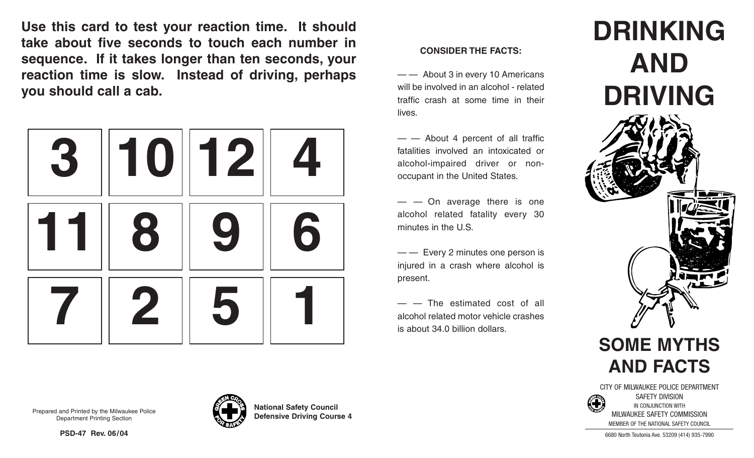**Use this card to test your reaction time. It should take about five seconds to touch each number in sequence. If it takes longer than ten seconds, your reaction time is slow. Instead of driving, perhaps you should call a cab.**

| | | | |
|---|---|---|---|
| 3 | 10 | 12 | 4 |
| 11 | 8 | 9 | 6 |
| 7 | 2 | 5 | 1 |

Prepared and Printed by the Milwaukee Police Department Printing Section

**National Safety Council Defensive Driving Course 4**

**PSD-47 Rev. 06/04**

**CONSIDER THE FACTS:**

— — About 3 in every 10 Americans will be involved in an alcohol - related traffic crash at some time in their lives.

— — About 4 percent of all traffic fatalities involved an intoxicated or alcohol-impaired driver or non-occupant in the United States.

— — On average there is one alcohol related fatality every 30 minutes in the U.S.

— — Every 2 minutes one person is injured in a crash where alcohol is present.

— — The estimated cost of all alcohol related motor vehicle crashes is about 34.0 billion dollars.

# DRINKING AND DRIVING

## SOME MYTHS AND FACTS

CITY OF MILWAUKEE POLICE DEPARTMENT
SAFETY DIVISION
IN CONJUNCTION WITH
MILWAUKEE SAFETY COMMISSION
MEMBER OF THE NATIONAL SAFETY COUNCIL

6680 North Teutonia Ave. 53209 (414) 935-7990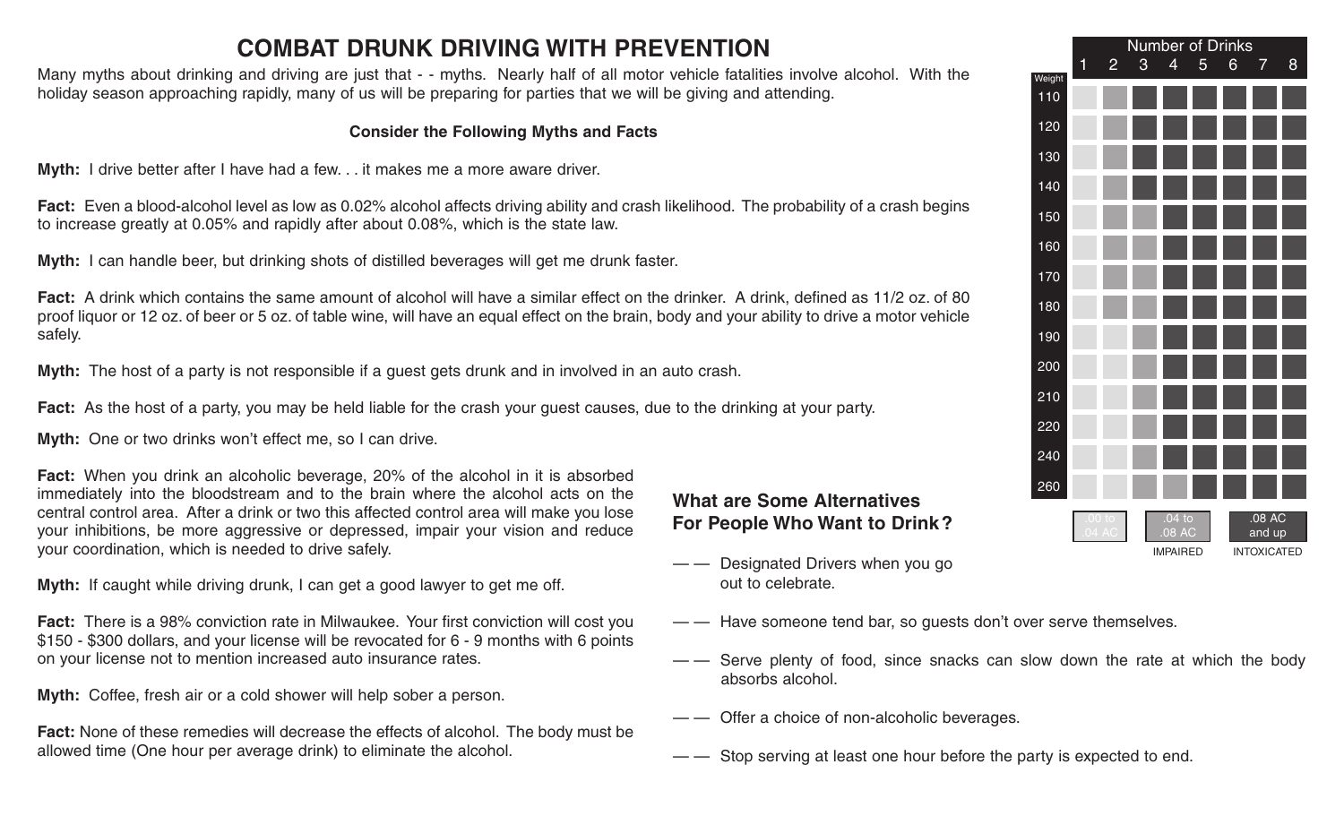# COMBAT DRUNK DRIVING WITH PREVENTION

Many myths about drinking and driving are just that - - myths. Nearly half of all motor vehicle fatalities involve alcohol. With the holiday season approaching rapidly, many of us will be preparing for parties that we will be giving and attending.

**Consider the Following Myths and Facts**

**Myth:** I drive better after I have had a few. . . it makes me a more aware driver.

**Fact:** Even a blood-alcohol level as low as 0.02% alcohol affects driving ability and crash likelihood. The probability of a crash begins to increase greatly at 0.05% and rapidly after about 0.08%, which is the state law.

**Myth:** I can handle beer, but drinking shots of distilled beverages will get me drunk faster.

**Fact:** A drink which contains the same amount of alcohol will have a similar effect on the drinker. A drink, defined as 11/2 oz. of 80 proof liquor or 12 oz. of beer or 5 oz. of table wine, will have an equal effect on the brain, body and your ability to drive a motor vehicle safely.

**Myth:** The host of a party is not responsible if a guest gets drunk and in involved in an auto crash.

**Fact:** As the host of a party, you may be held liable for the crash your guest causes, due to the drinking at your party.

**Myth:** One or two drinks won't effect me, so I can drive.

**Fact:** When you drink an alcoholic beverage, 20% of the alcohol in it is absorbed immediately into the bloodstream and to the brain where the alcohol acts on the central control area. After a drink or two this affected control area will make you lose your inhibitions, be more aggressive or depressed, impair your vision and reduce your coordination, which is needed to drive safely.

**Myth:** If caught while driving drunk, I can get a good lawyer to get me off.

**Fact:** There is a 98% conviction rate in Milwaukee. Your first conviction will cost you \$150 - \$300 dollars, and your license will be revocated for 6 - 9 months with 6 points on your license not to mention increased auto insurance rates.

**Myth:** Coffee, fresh air or a cold shower will help sober a person.

**Fact:** None of these remedies will decrease the effects of alcohol. The body must be allowed time (One hour per average drink) to eliminate the alcohol.

### What are Some Alternatives For People Who Want to Drink?

- Designated Drivers when you go out to celebrate.
- Have someone tend bar, so guests don't over serve themselves.
- Serve plenty of food, since snacks can slow down the rate at which the body absorbs alcohol.
- Offer a choice of non-alcoholic beverages.
- Stop serving at least one hour before the party is expected to end.

Number of Drinks
1 2 3 4 5 6 7 8
Weight
110
120
130
140
150
160
170
180
190
200
210
220
240
260

.00 to .04 AC
.04 to .08 AC
IMPAIRED
.08 AC and up
INTOXICATED